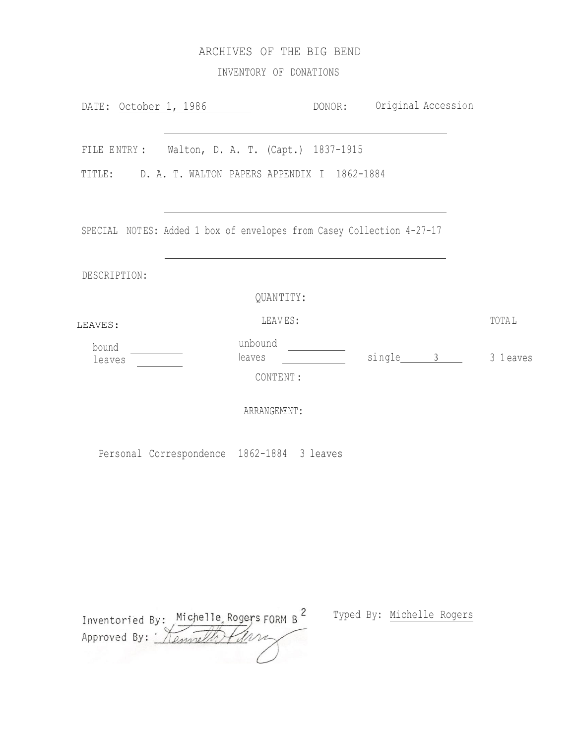# ARCHIVES OF THE BIG BEND

## INVENTORY OF DONATIONS

DATE: October 1, 1986 DONOR: Original Accession

FILE ENTRY: Walton, D. A. T. (Capt.) 1837-1915

TITLE: D. A. T. WALTON PAPERS APPENDIX I 1862-1884

SPECIAL NOTES: Added 1 box of envelopes from Casey Collection 4-27-17

DESCRIPTION:

QUANTITY:

| LEAVES: | LEAVES: | | TOTAL |
|---|---|---|---|
| bound leaves | unbound leaves | single 3 | 3 leaves |

CONTENT:

ARRANGEMENT:

Personal Correspondence 1862-1884 3 leaves

Inventoried By: Michelle Rogers FORM B[2] Typed By: Michelle Rogers

Approved By: Kenneth Perry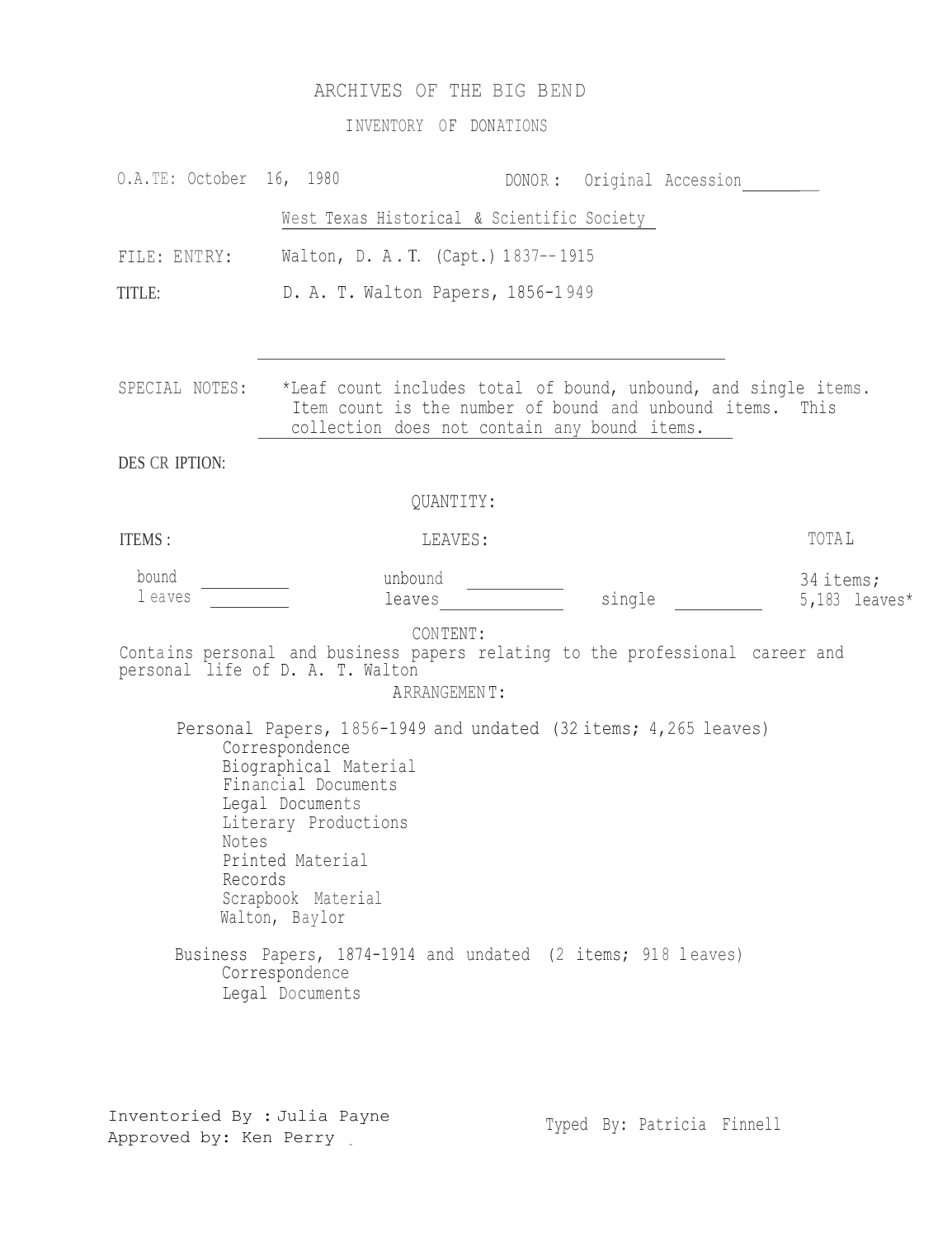# ARCHIVES OF THE BIG BEND

## INVENTORY OF DONATIONS

O.A.TE: October 16, 1980 DONOR: Original Accession

West Texas Historical & Scientific Society

FILE: ENTRY: Walton, D. A. T. (Capt.) 1837--1915

TITLE: D. A. T. Walton Papers, 1856-1949

SPECIAL NOTES: *Leaf count includes total of bound, unbound, and single items. Item count is the number of bound and unbound items. This collection does not contain any bound items.

DESCRIPTION:

QUANTITY:

| ITEMS: | LEAVES: | | TOTAL |
|---|---|---|---|
| bound leaves ____ | unbound leaves ____ | single ____ | 34 items; 5,183 leaves* |

CONTENT:

Contains personal and business papers relating to the professional career and personal life of D. A. T. Walton

ARRANGEMENT:

- Personal Papers, 1856-1949 and undated (32 items; 4,265 leaves)
  - Correspondence
  - Biographical Material
  - Financial Documents
  - Legal Documents
  - Literary Productions
  - Notes
  - Printed Material
  - Records
  - Scrapbook Material
  - Walton, Baylor
- Business Papers, 1874-1914 and undated (2 items; 918 leaves)
  - Correspondence
  - Legal Documents

Inventoried By: Julia Payne
Approved by: Ken Perry

Typed By: Patricia Finnell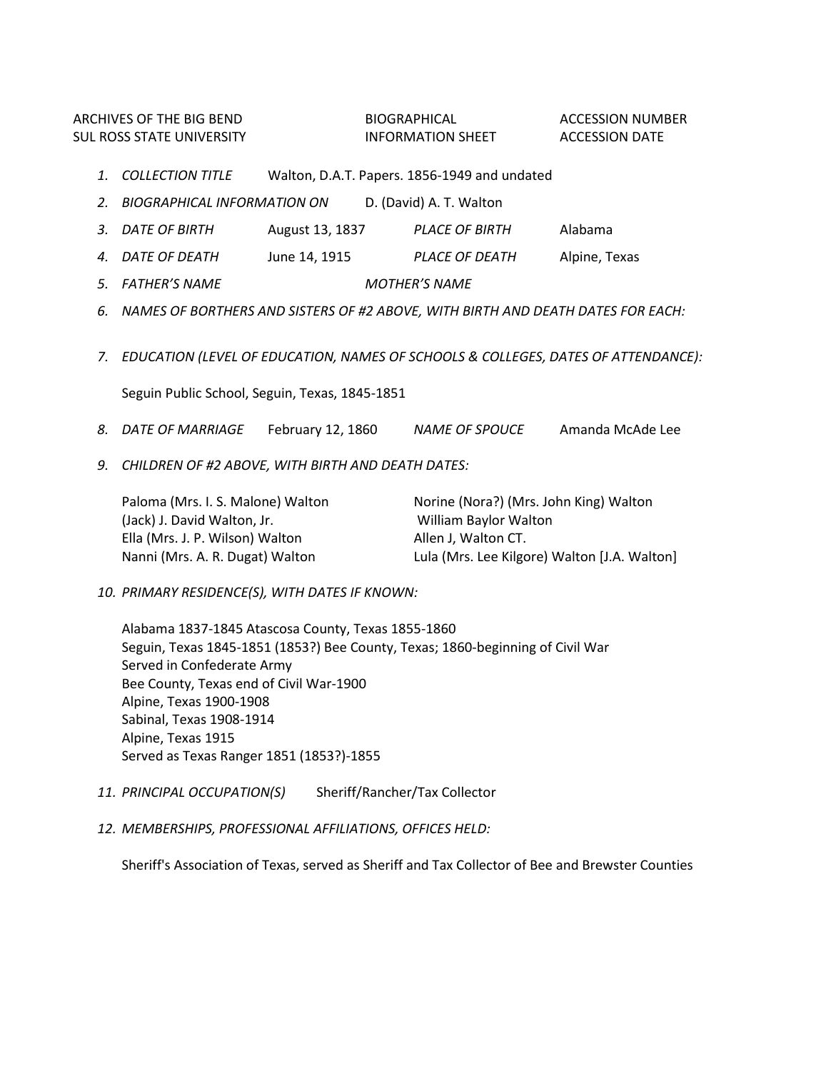ARCHIVES OF THE BIG BEND
SUL ROSS STATE UNIVERSITY

BIOGRAPHICAL
INFORMATION SHEET

ACCESSION NUMBER
ACCESSION DATE

1. *COLLECTION TITLE* Walton, D.A.T. Papers. 1856-1949 and undated
2. *BIOGRAPHICAL INFORMATION ON* D. (David) A. T. Walton
3. *DATE OF BIRTH* August 13, 1837 *PLACE OF BIRTH* Alabama
4. *DATE OF DEATH* June 14, 1915 *PLACE OF DEATH* Alpine, Texas
5. *FATHER'S NAME* *MOTHER'S NAME*
6. *NAMES OF BORTHERS AND SISTERS OF #2 ABOVE, WITH BIRTH AND DEATH DATES FOR EACH:*
7. *EDUCATION (LEVEL OF EDUCATION, NAMES OF SCHOOLS & COLLEGES, DATES OF ATTENDANCE):*

   Seguin Public School, Seguin, Texas, 1845-1851

8. *DATE OF MARRIAGE* February 12, 1860 *NAME OF SPOUCE* Amanda McAde Lee
9. *CHILDREN OF #2 ABOVE, WITH BIRTH AND DEATH DATES:*

   Paloma (Mrs. I. S. Malone) Walton
   (Jack) J. David Walton, Jr.
   Ella (Mrs. J. P. Wilson) Walton
   Nanni (Mrs. A. R. Dugat) Walton
   Norine (Nora?) (Mrs. John King) Walton
   William Baylor Walton
   Allen J, Walton CT.
   Lula (Mrs. Lee Kilgore) Walton [J.A. Walton]

10. *PRIMARY RESIDENCE(S), WITH DATES IF KNOWN:*

    Alabama 1837-1845 Atascosa County, Texas 1855-1860
    Seguin, Texas 1845-1851 (1853?) Bee County, Texas; 1860-beginning of Civil War
    Served in Confederate Army
    Bee County, Texas end of Civil War-1900
    Alpine, Texas 1900-1908
    Sabinal, Texas 1908-1914
    Alpine, Texas 1915
    Served as Texas Ranger 1851 (1853?)-1855

11. *PRINCIPAL OCCUPATION(S)* Sheriff/Rancher/Tax Collector
12. *MEMBERSHIPS, PROFESSIONAL AFFILIATIONS, OFFICES HELD:*

    Sheriff's Association of Texas, served as Sheriff and Tax Collector of Bee and Brewster Counties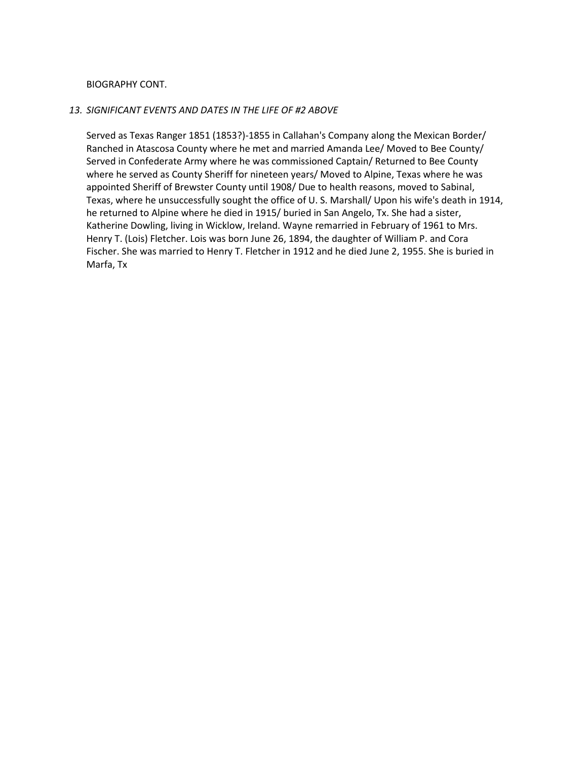BIOGRAPHY CONT.

*13. SIGNIFICANT EVENTS AND DATES IN THE LIFE OF #2 ABOVE*

Served as Texas Ranger 1851 (1853?)-1855 in Callahan's Company along the Mexican Border/ Ranched in Atascosa County where he met and married Amanda Lee/ Moved to Bee County/ Served in Confederate Army where he was commissioned Captain/ Returned to Bee County where he served as County Sheriff for nineteen years/ Moved to Alpine, Texas where he was appointed Sheriff of Brewster County until 1908/ Due to health reasons, moved to Sabinal, Texas, where he unsuccessfully sought the office of U. S. Marshall/ Upon his wife's death in 1914, he returned to Alpine where he died in 1915/ buried in San Angelo, Tx. She had a sister, Katherine Dowling, living in Wicklow, Ireland. Wayne remarried in February of 1961 to Mrs. Henry T. (Lois) Fletcher. Lois was born June 26, 1894, the daughter of William P. and Cora Fischer. She was married to Henry T. Fletcher in 1912 and he died June 2, 1955. She is buried in Marfa, Tx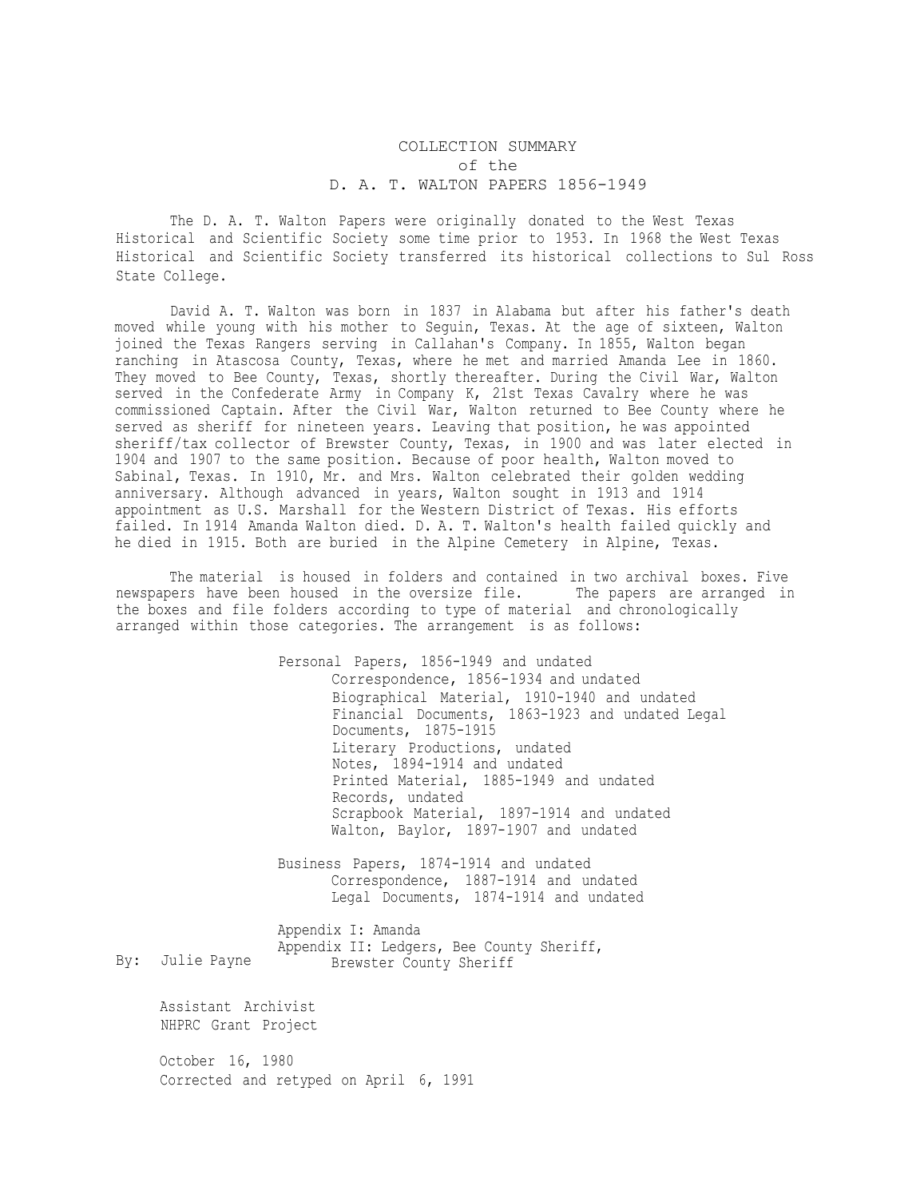# COLLECTION SUMMARY
## of the
## D. A. T. WALTON PAPERS 1856-1949

The D. A. T. Walton Papers were originally donated to the West Texas Historical and Scientific Society some time prior to 1953. In 1968 the West Texas Historical and Scientific Society transferred its historical collections to Sul Ross State College.

David A. T. Walton was born in 1837 in Alabama but after his father's death moved while young with his mother to Seguin, Texas. At the age of sixteen, Walton joined the Texas Rangers serving in Callahan's Company. In 1855, Walton began ranching in Atascosa County, Texas, where he met and married Amanda Lee in 1860. They moved to Bee County, Texas, shortly thereafter. During the Civil War, Walton served in the Confederate Army in Company K, 21st Texas Cavalry where he was commissioned Captain. After the Civil War, Walton returned to Bee County where he served as sheriff for nineteen years. Leaving that position, he was appointed sheriff/tax collector of Brewster County, Texas, in 1900 and was later elected in 1904 and 1907 to the same position. Because of poor health, Walton moved to Sabinal, Texas. In 1910, Mr. and Mrs. Walton celebrated their golden wedding anniversary. Although advanced in years, Walton sought in 1913 and 1914 appointment as U.S. Marshall for the Western District of Texas. His efforts failed. In 1914 Amanda Walton died. D. A. T. Walton's health failed quickly and he died in 1915. Both are buried in the Alpine Cemetery in Alpine, Texas.

The material is housed in folders and contained in two archival boxes. Five newspapers have been housed in the oversize file. The papers are arranged in the boxes and file folders according to type of material and chronologically arranged within those categories. The arrangement is as follows:

- Personal Papers, 1856-1949 and undated
  - Correspondence, 1856-1934 and undated
  - Biographical Material, 1910-1940 and undated
  - Financial Documents, 1863-1923 and undated Legal Documents, 1875-1915
  - Literary Productions, undated
  - Notes, 1894-1914 and undated
  - Printed Material, 1885-1949 and undated
  - Records, undated
  - Scrapbook Material, 1897-1914 and undated
  - Walton, Baylor, 1897-1907 and undated

- Business Papers, 1874-1914 and undated
  - Correspondence, 1887-1914 and undated
  - Legal Documents, 1874-1914 and undated

- Appendix I: Amanda
- Appendix II: Ledgers, Bee County Sheriff, Brewster County Sheriff

By: Julie Payne

Assistant Archivist
NHPRC Grant Project

October 16, 1980
Corrected and retyped on April 6, 1991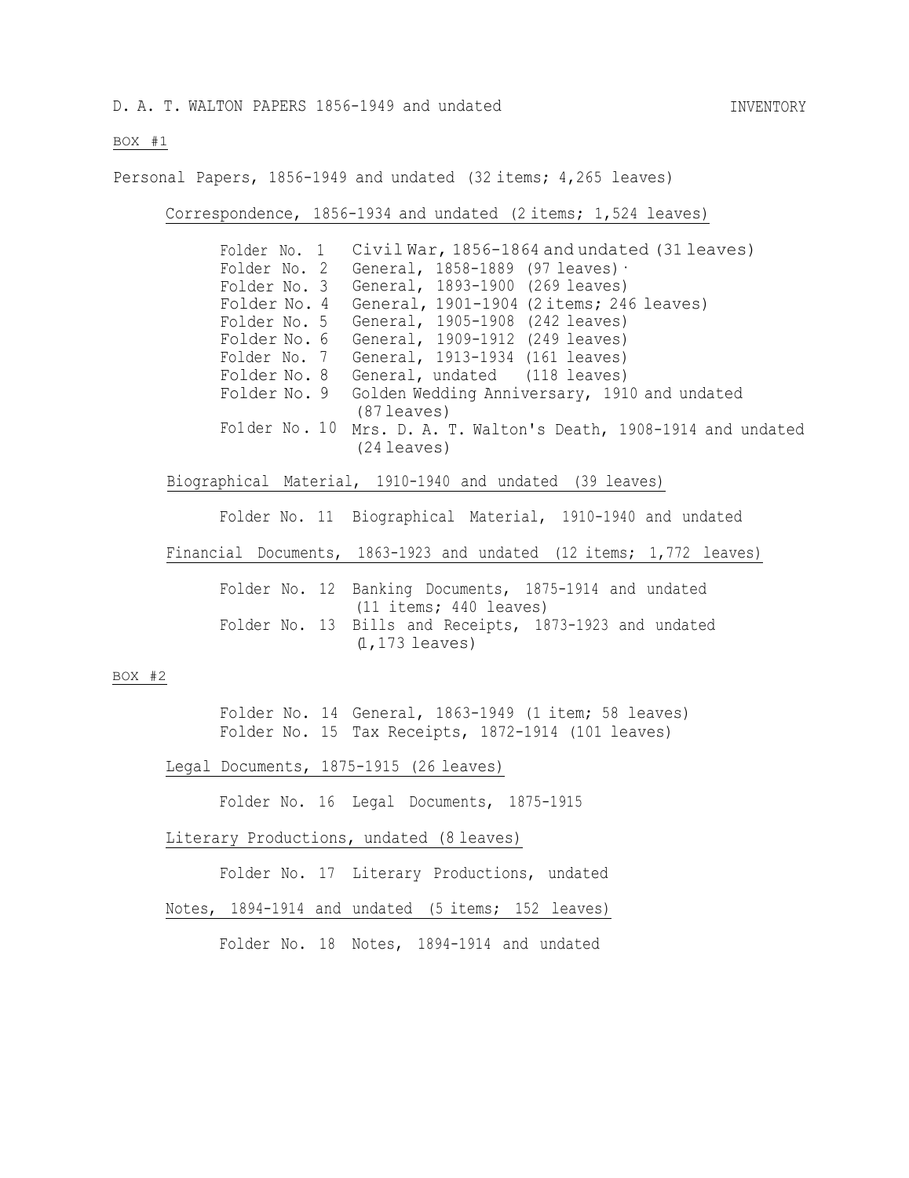D. A. T. WALTON PAPERS 1856-1949 and undated — INVENTORY

BOX #1

Personal Papers, 1856-1949 and undated (32 items; 4,265 leaves)

Correspondence, 1856-1934 and undated (2 items; 1,524 leaves)

- Folder No. 1 Civil War, 1856-1864 and undated (31 leaves)
- Folder No. 2 General, 1858-1889 (97 leaves)
- Folder No. 3 General, 1893-1900 (269 leaves)
- Folder No. 4 General, 1901-1904 (2 items; 246 leaves)
- Folder No. 5 General, 1905-1908 (242 leaves)
- Folder No. 6 General, 1909-1912 (249 leaves)
- Folder No. 7 General, 1913-1934 (161 leaves)
- Folder No. 8 General, undated (118 leaves)
- Folder No. 9 Golden Wedding Anniversary, 1910 and undated (87 leaves)
- Folder No. 10 Mrs. D. A. T. Walton's Death, 1908-1914 and undated (24 leaves)

Biographical Material, 1910-1940 and undated (39 leaves)

- Folder No. 11 Biographical Material, 1910-1940 and undated

Financial Documents, 1863-1923 and undated (12 items; 1,772 leaves)

- Folder No. 12 Banking Documents, 1875-1914 and undated (11 items; 440 leaves)
- Folder No. 13 Bills and Receipts, 1873-1923 and undated (1,173 leaves)

BOX #2

- Folder No. 14 General, 1863-1949 (1 item; 58 leaves)
- Folder No. 15 Tax Receipts, 1872-1914 (101 leaves)

Legal Documents, 1875-1915 (26 leaves)

- Folder No. 16 Legal Documents, 1875-1915

Literary Productions, undated (8 leaves)

- Folder No. 17 Literary Productions, undated

Notes, 1894-1914 and undated (5 items; 152 leaves)

- Folder No. 18 Notes, 1894-1914 and undated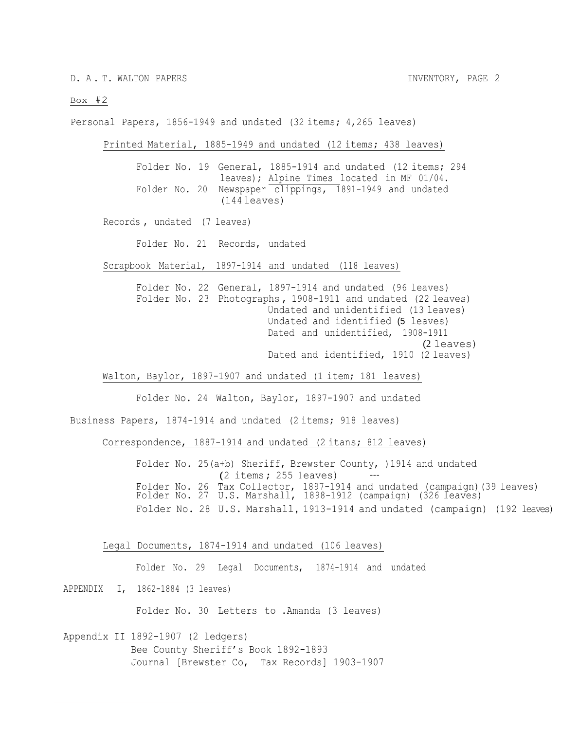D. A. T. WALTON PAPERS INVENTORY, PAGE 2

Box #2

Personal Papers, 1856-1949 and undated (32 items; 4,265 leaves)

Printed Material, 1885-1949 and undated (12 items; 438 leaves)

Folder No. 19 General, 1885-1914 and undated (12 items; 294 leaves); Alpine Times located in MF 01/04.
Folder No. 20 Newspaper clippings, 1891-1949 and undated (144 leaves)

Records, undated (7 leaves)

Folder No. 21 Records, undated

Scrapbook Material, 1897-1914 and undated (118 leaves)

Folder No. 22 General, 1897-1914 and undated (96 leaves)
Folder No. 23 Photographs, 1908-1911 and undated (22 leaves)
- Undated and unidentified (13 leaves)
- Undated and identified (5 leaves)
- Dated and unidentified, 1908-1911 (2 leaves)
- Dated and identified, 1910 (2 leaves)

Walton, Baylor, 1897-1907 and undated (1 item; 181 leaves)

Folder No. 24 Walton, Baylor, 1897-1907 and undated

Business Papers, 1874-1914 and undated (2 items; 918 leaves)

Correspondence, 1887-1914 and undated (2 itans; 812 leaves)

Folder No. 25(a+b) Sheriff, Brewster County, )1914 and undated (2 items; 255 leaves) ---
Folder No. 26 Tax Collector, 1897-1914 and undated (campaign)(39 leaves)
Folder No. 27 U.S. Marshall, 1898-1912 (campaign) (326 leaves)
Folder No. 28 U.S. Marshall, 1913-1914 and undated (campaign) (192 leaves)

Legal Documents, 1874-1914 and undated (106 leaves)

Folder No. 29 Legal Documents, 1874-1914 and undated

APPENDIX I, 1862-1884 (3 leaves)

Folder No. 30 Letters to .Amanda (3 leaves)

Appendix II 1892-1907 (2 ledgers)
Bee County Sheriff's Book 1892-1893
Journal [Brewster Co, Tax Records] 1903-1907